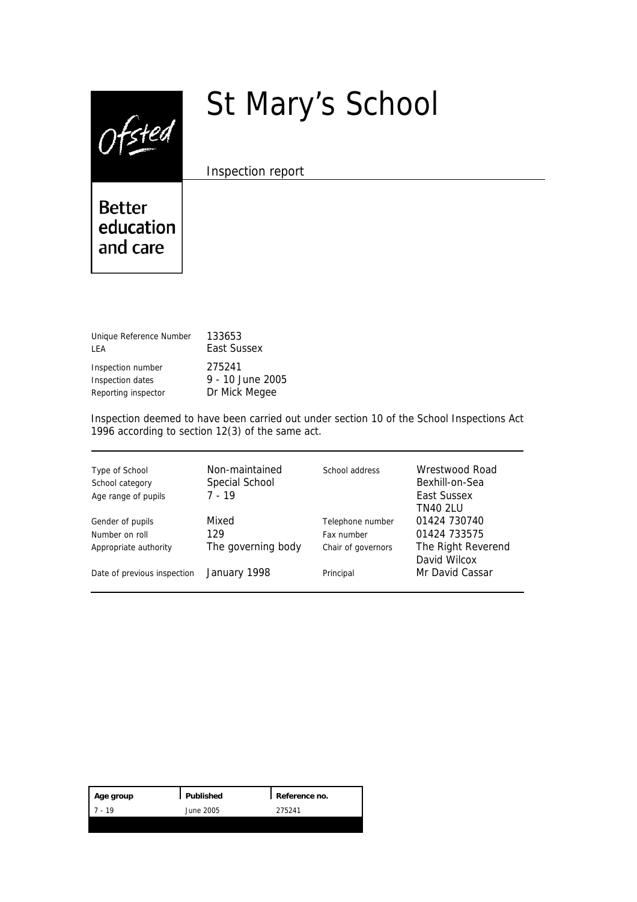# St Mary's School

Inspection report

Ofsted

Better education and care

| | |
|---|---|
| Unique Reference Number | 133653 |
| LEA | East Sussex |
| Inspection number | 275241 |
| Inspection dates | 9 - 10 June 2005 |
| Reporting inspector | Dr Mick Megee |

Inspection deemed to have been carried out under section 10 of the School Inspections Act 1996 according to section 12(3) of the same act.

| | | | |
|---|---|---|---|
| Type of School | Non-maintained | School address | Wrestwood Road |
| School category | Special School | | Bexhill-on-Sea |
| Age range of pupils | 7 - 19 | | East Sussex |
| | | | TN40 2LU |
| Gender of pupils | Mixed | Telephone number | 01424 730740 |
| Number on roll | 129 | Fax number | 01424 733575 |
| Appropriate authority | The governing body | Chair of governors | The Right Reverend David Wilcox |
| Date of previous inspection | January 1998 | Principal | Mr David Cassar |

| Age group | Published | Reference no. |
|---|---|---|
| 7 - 19 | June 2005 | 275241 |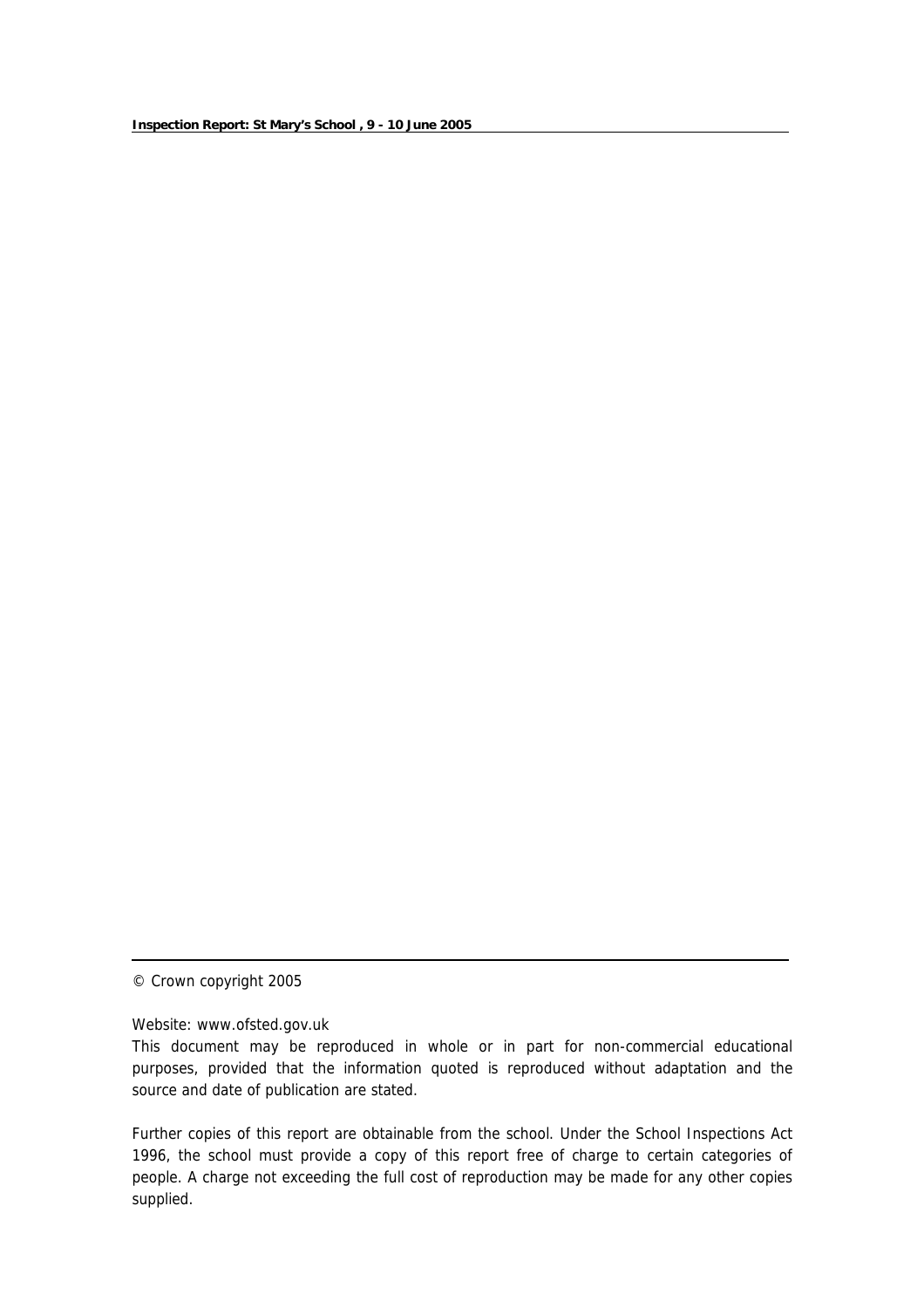© Crown copyright 2005

Website: www.ofsted.gov.uk

This document may be reproduced in whole or in part for non-commercial educational purposes, provided that the information quoted is reproduced without adaptation and the source and date of publication are stated.

Further copies of this report are obtainable from the school. Under the School Inspections Act 1996, the school must provide a copy of this report free of charge to certain categories of people. A charge not exceeding the full cost of reproduction may be made for any other copies supplied.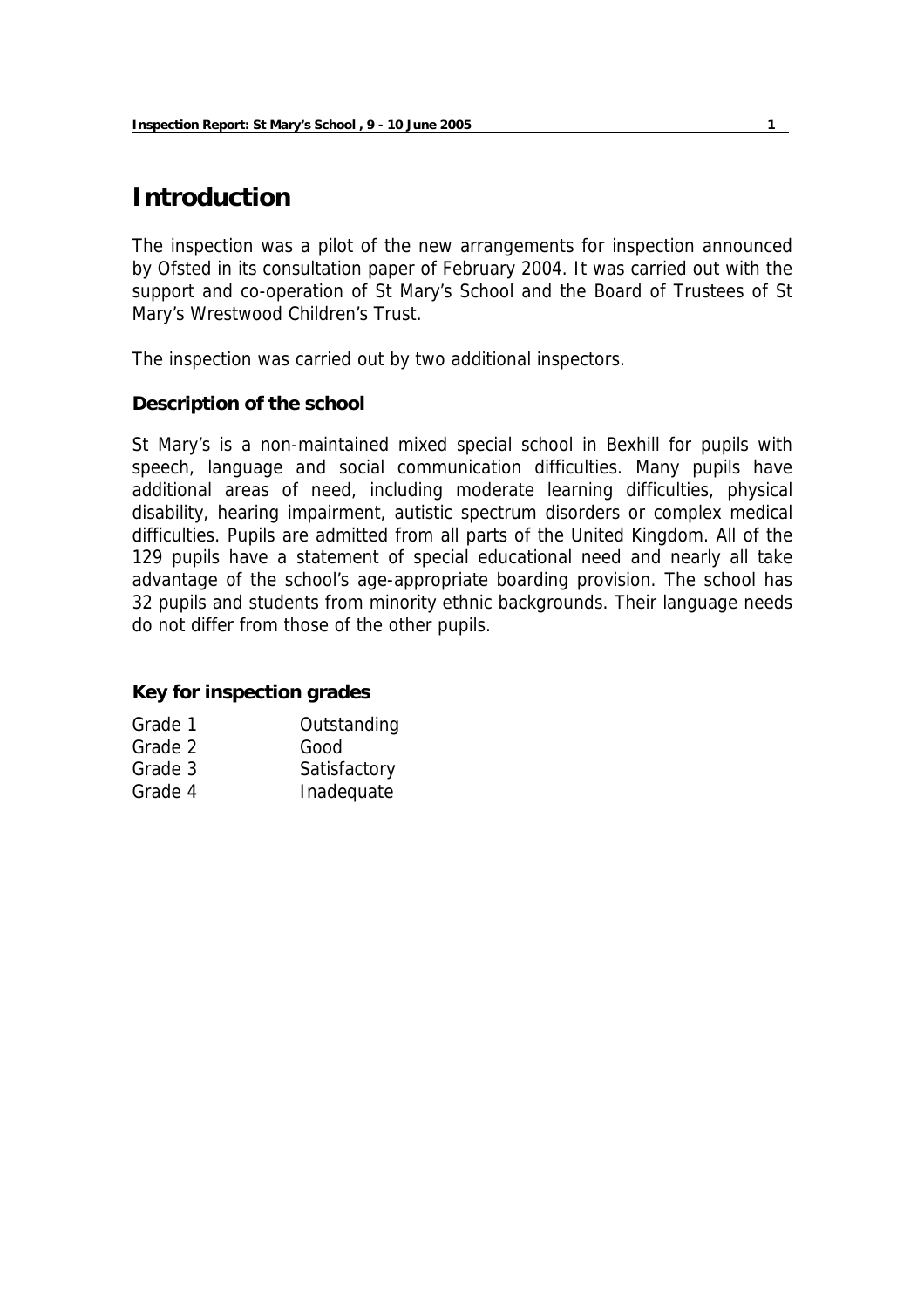# Introduction

The inspection was a pilot of the new arrangements for inspection announced by Ofsted in its consultation paper of February 2004. It was carried out with the support and co-operation of St Mary's School and the Board of Trustees of St Mary's Wrestwood Children's Trust.

The inspection was carried out by two additional inspectors.

### Description of the school

St Mary's is a non-maintained mixed special school in Bexhill for pupils with speech, language and social communication difficulties. Many pupils have additional areas of need, including moderate learning difficulties, physical disability, hearing impairment, autistic spectrum disorders or complex medical difficulties. Pupils are admitted from all parts of the United Kingdom. All of the 129 pupils have a statement of special educational need and nearly all take advantage of the school's age-appropriate boarding provision. The school has 32 pupils and students from minority ethnic backgrounds. Their language needs do not differ from those of the other pupils.

### Key for inspection grades

| | |
|---|---|
| Grade 1 | Outstanding |
| Grade 2 | Good |
| Grade 3 | Satisfactory |
| Grade 4 | Inadequate |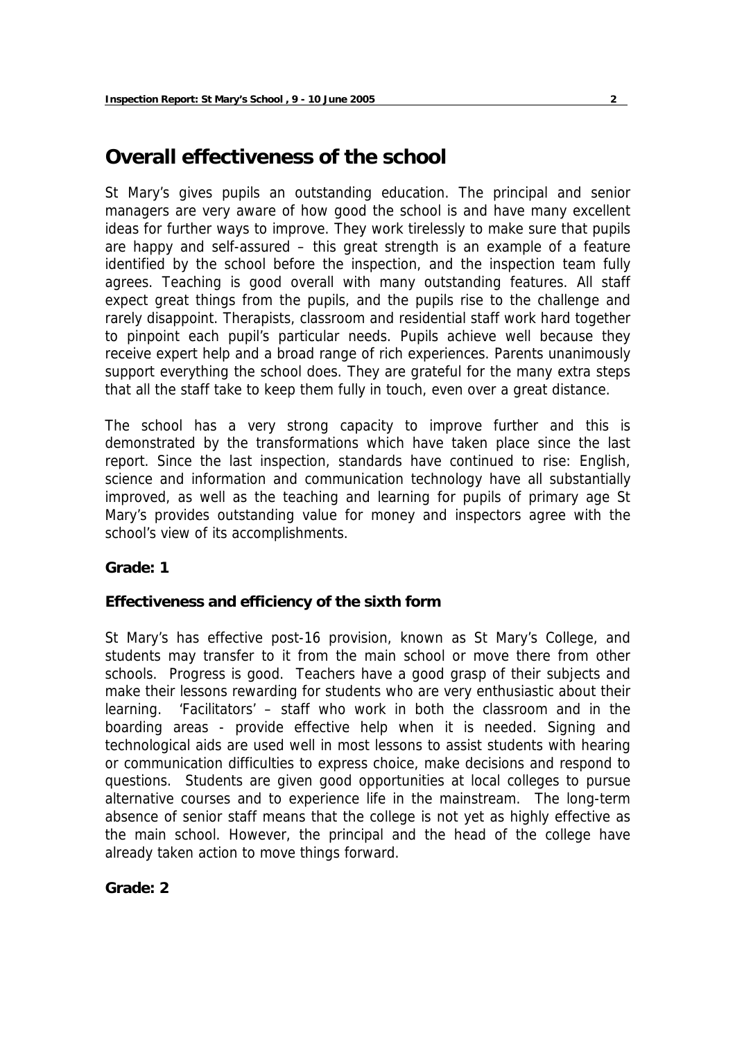# Overall effectiveness of the school

St Mary's gives pupils an outstanding education. The principal and senior managers are very aware of how good the school is and have many excellent ideas for further ways to improve. They work tirelessly to make sure that pupils are happy and self-assured – this great strength is an example of a feature identified by the school before the inspection, and the inspection team fully agrees. Teaching is good overall with many outstanding features. All staff expect great things from the pupils, and the pupils rise to the challenge and rarely disappoint. Therapists, classroom and residential staff work hard together to pinpoint each pupil's particular needs. Pupils achieve well because they receive expert help and a broad range of rich experiences. Parents unanimously support everything the school does. They are grateful for the many extra steps that all the staff take to keep them fully in touch, even over a great distance.

The school has a very strong capacity to improve further and this is demonstrated by the transformations which have taken place since the last report. Since the last inspection, standards have continued to rise: English, science and information and communication technology have all substantially improved, as well as the teaching and learning for pupils of primary age St Mary's provides outstanding value for money and inspectors agree with the school's view of its accomplishments.

**Grade: 1**

### Effectiveness and efficiency of the sixth form

St Mary's has effective post-16 provision, known as St Mary's College, and students may transfer to it from the main school or move there from other schools. Progress is good. Teachers have a good grasp of their subjects and make their lessons rewarding for students who are very enthusiastic about their learning. 'Facilitators' – staff who work in both the classroom and in the boarding areas - provide effective help when it is needed. Signing and technological aids are used well in most lessons to assist students with hearing or communication difficulties to express choice, make decisions and respond to questions. Students are given good opportunities at local colleges to pursue alternative courses and to experience life in the mainstream. The long-term absence of senior staff means that the college is not yet as highly effective as the main school. However, the principal and the head of the college have already taken action to move things forward.

**Grade: 2**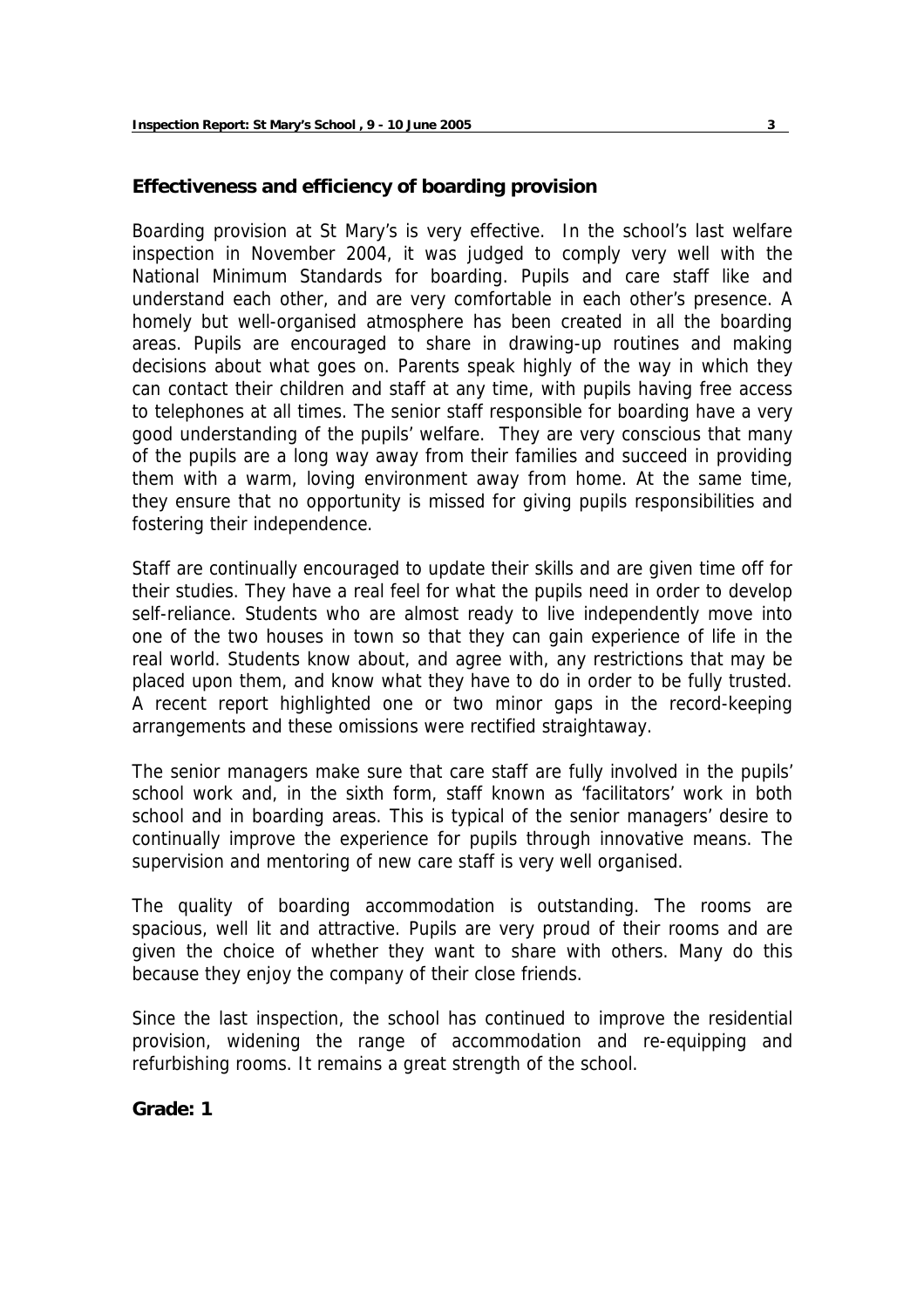## Effectiveness and efficiency of boarding provision

Boarding provision at St Mary's is very effective. In the school's last welfare inspection in November 2004, it was judged to comply very well with the National Minimum Standards for boarding. Pupils and care staff like and understand each other, and are very comfortable in each other's presence. A homely but well-organised atmosphere has been created in all the boarding areas. Pupils are encouraged to share in drawing-up routines and making decisions about what goes on. Parents speak highly of the way in which they can contact their children and staff at any time, with pupils having free access to telephones at all times. The senior staff responsible for boarding have a very good understanding of the pupils' welfare. They are very conscious that many of the pupils are a long way away from their families and succeed in providing them with a warm, loving environment away from home. At the same time, they ensure that no opportunity is missed for giving pupils responsibilities and fostering their independence.

Staff are continually encouraged to update their skills and are given time off for their studies. They have a real feel for what the pupils need in order to develop self-reliance. Students who are almost ready to live independently move into one of the two houses in town so that they can gain experience of life in the real world. Students know about, and agree with, any restrictions that may be placed upon them, and know what they have to do in order to be fully trusted. A recent report highlighted one or two minor gaps in the record-keeping arrangements and these omissions were rectified straightaway.

The senior managers make sure that care staff are fully involved in the pupils' school work and, in the sixth form, staff known as 'facilitators' work in both school and in boarding areas. This is typical of the senior managers' desire to continually improve the experience for pupils through innovative means. The supervision and mentoring of new care staff is very well organised.

The quality of boarding accommodation is outstanding. The rooms are spacious, well lit and attractive. Pupils are very proud of their rooms and are given the choice of whether they want to share with others. Many do this because they enjoy the company of their close friends.

Since the last inspection, the school has continued to improve the residential provision, widening the range of accommodation and re-equipping and refurbishing rooms. It remains a great strength of the school.

**Grade: 1**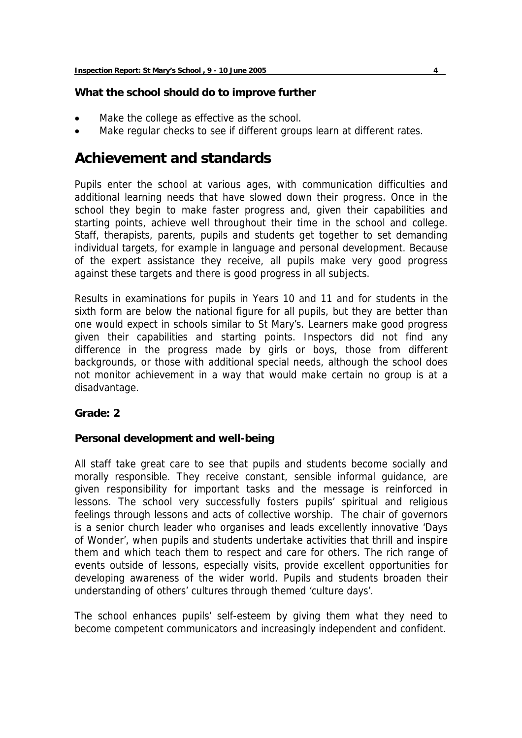**What the school should do to improve further**

- Make the college as effective as the school.
- Make regular checks to see if different groups learn at different rates.

# Achievement and standards

Pupils enter the school at various ages, with communication difficulties and additional learning needs that have slowed down their progress. Once in the school they begin to make faster progress and, given their capabilities and starting points, achieve well throughout their time in the school and college. Staff, therapists, parents, pupils and students get together to set demanding individual targets, for example in language and personal development. Because of the expert assistance they receive, all pupils make very good progress against these targets and there is good progress in all subjects.

Results in examinations for pupils in Years 10 and 11 and for students in the sixth form are below the national figure for all pupils, but they are better than one would expect in schools similar to St Mary's. Learners make good progress given their capabilities and starting points. Inspectors did not find any difference in the progress made by girls or boys, those from different backgrounds, or those with additional special needs, although the school does not monitor achievement in a way that would make certain no group is at a disadvantage.

**Grade: 2**

**Personal development and well-being**

All staff take great care to see that pupils and students become socially and morally responsible. They receive constant, sensible informal guidance, are given responsibility for important tasks and the message is reinforced in lessons. The school very successfully fosters pupils' spiritual and religious feelings through lessons and acts of collective worship. The chair of governors is a senior church leader who organises and leads excellently innovative 'Days of Wonder', when pupils and students undertake activities that thrill and inspire them and which teach them to respect and care for others. The rich range of events outside of lessons, especially visits, provide excellent opportunities for developing awareness of the wider world. Pupils and students broaden their understanding of others' cultures through themed 'culture days'.

The school enhances pupils' self-esteem by giving them what they need to become competent communicators and increasingly independent and confident.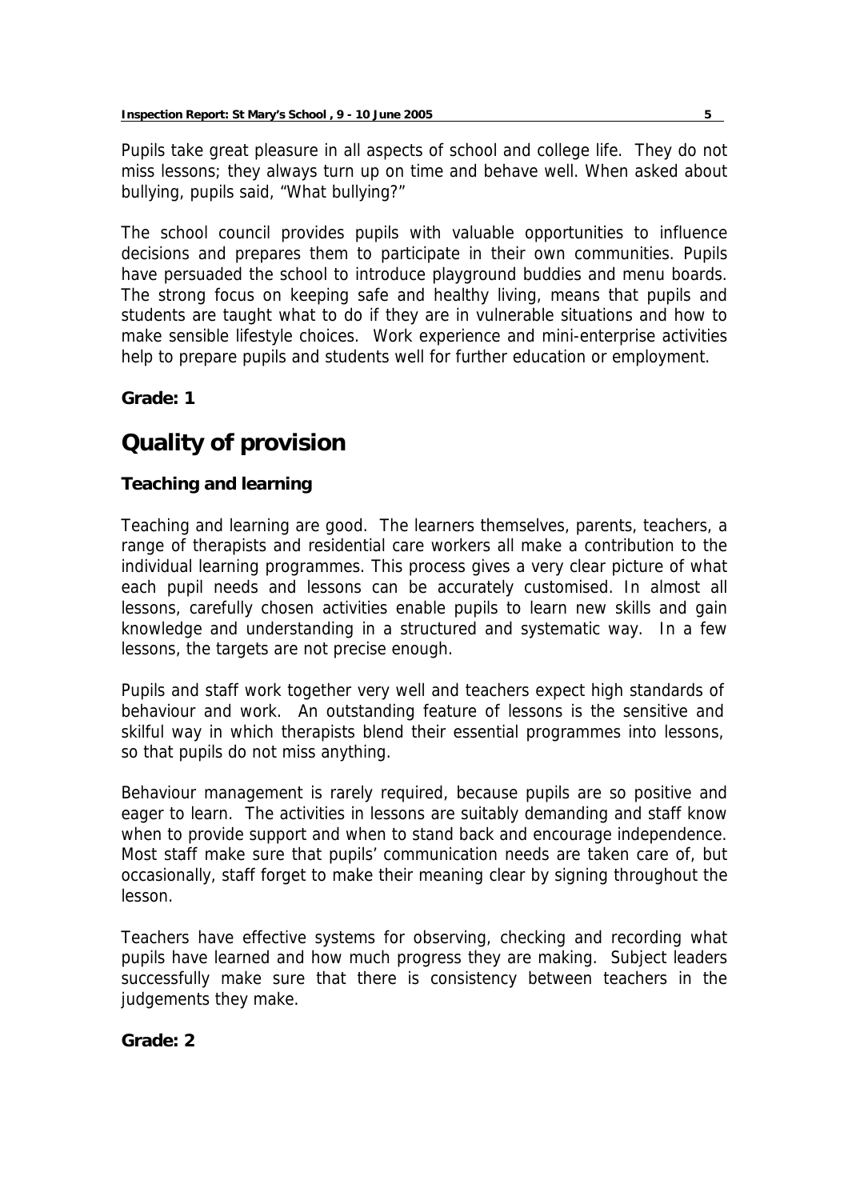Pupils take great pleasure in all aspects of school and college life. They do not miss lessons; they always turn up on time and behave well. When asked about bullying, pupils said, "What bullying?"

The school council provides pupils with valuable opportunities to influence decisions and prepares them to participate in their own communities. Pupils have persuaded the school to introduce playground buddies and menu boards. The strong focus on keeping safe and healthy living, means that pupils and students are taught what to do if they are in vulnerable situations and how to make sensible lifestyle choices. Work experience and mini-enterprise activities help to prepare pupils and students well for further education or employment.

**Grade: 1**

# Quality of provision

## Teaching and learning

Teaching and learning are good. The learners themselves, parents, teachers, a range of therapists and residential care workers all make a contribution to the individual learning programmes. This process gives a very clear picture of what each pupil needs and lessons can be accurately customised. In almost all lessons, carefully chosen activities enable pupils to learn new skills and gain knowledge and understanding in a structured and systematic way. In a few lessons, the targets are not precise enough.

Pupils and staff work together very well and teachers expect high standards of behaviour and work. An outstanding feature of lessons is the sensitive and skilful way in which therapists blend their essential programmes into lessons, so that pupils do not miss anything.

Behaviour management is rarely required, because pupils are so positive and eager to learn. The activities in lessons are suitably demanding and staff know when to provide support and when to stand back and encourage independence. Most staff make sure that pupils' communication needs are taken care of, but occasionally, staff forget to make their meaning clear by signing throughout the lesson.

Teachers have effective systems for observing, checking and recording what pupils have learned and how much progress they are making. Subject leaders successfully make sure that there is consistency between teachers in the judgements they make.

**Grade: 2**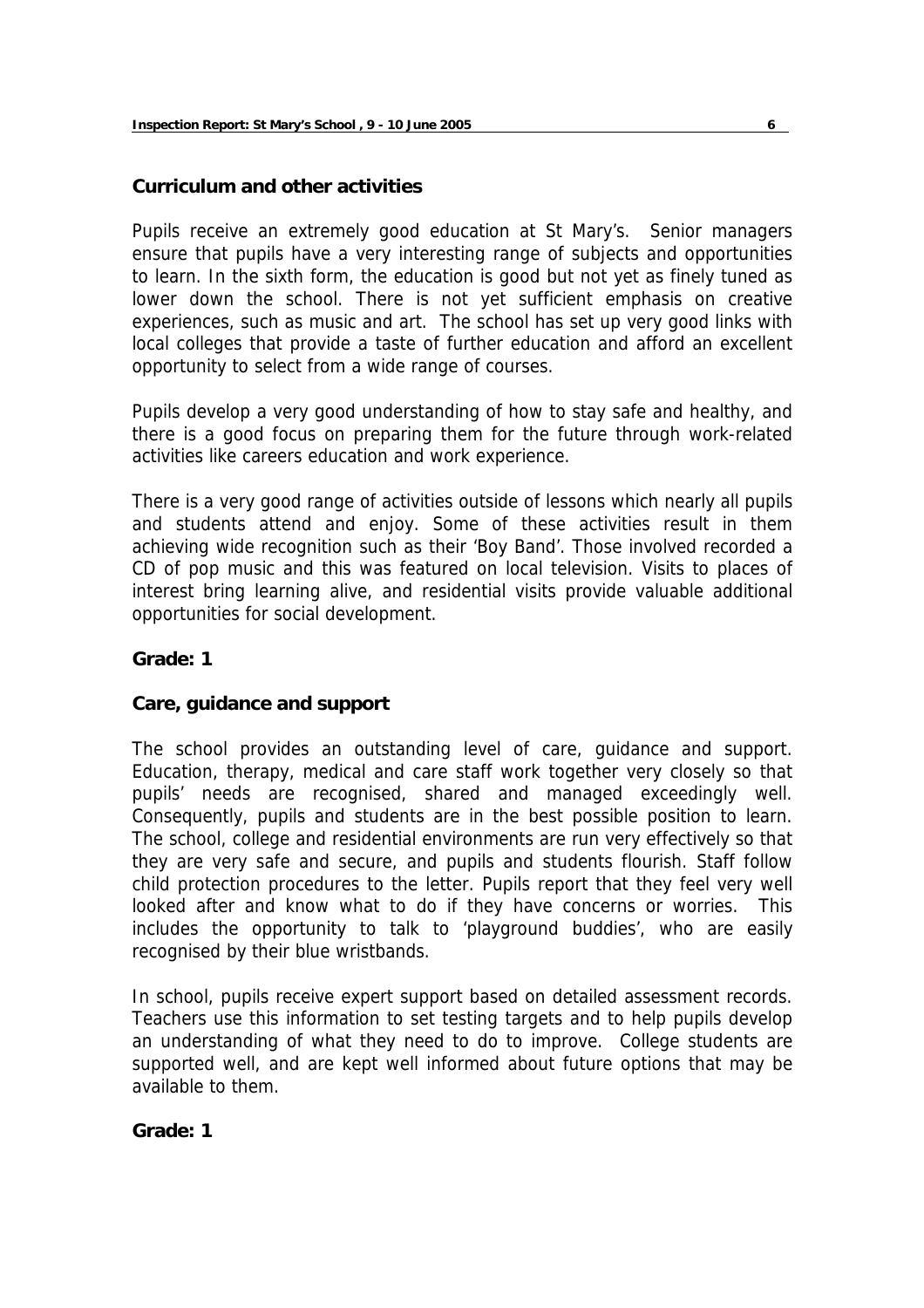## Curriculum and other activities

Pupils receive an extremely good education at St Mary's. Senior managers ensure that pupils have a very interesting range of subjects and opportunities to learn. In the sixth form, the education is good but not yet as finely tuned as lower down the school. There is not yet sufficient emphasis on creative experiences, such as music and art. The school has set up very good links with local colleges that provide a taste of further education and afford an excellent opportunity to select from a wide range of courses.

Pupils develop a very good understanding of how to stay safe and healthy, and there is a good focus on preparing them for the future through work-related activities like careers education and work experience.

There is a very good range of activities outside of lessons which nearly all pupils and students attend and enjoy. Some of these activities result in them achieving wide recognition such as their 'Boy Band'. Those involved recorded a CD of pop music and this was featured on local television. Visits to places of interest bring learning alive, and residential visits provide valuable additional opportunities for social development.

**Grade: 1**

## Care, guidance and support

The school provides an outstanding level of care, guidance and support. Education, therapy, medical and care staff work together very closely so that pupils' needs are recognised, shared and managed exceedingly well. Consequently, pupils and students are in the best possible position to learn. The school, college and residential environments are run very effectively so that they are very safe and secure, and pupils and students flourish. Staff follow child protection procedures to the letter. Pupils report that they feel very well looked after and know what to do if they have concerns or worries. This includes the opportunity to talk to 'playground buddies', who are easily recognised by their blue wristbands.

In school, pupils receive expert support based on detailed assessment records. Teachers use this information to set testing targets and to help pupils develop an understanding of what they need to do to improve. College students are supported well, and are kept well informed about future options that may be available to them.

**Grade: 1**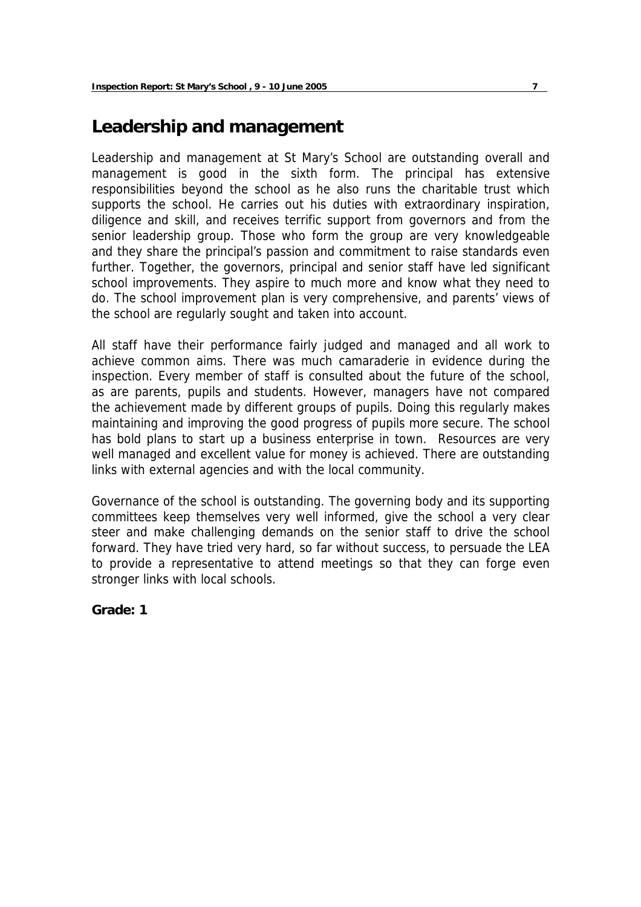## Leadership and management

Leadership and management at St Mary's School are outstanding overall and management is good in the sixth form. The principal has extensive responsibilities beyond the school as he also runs the charitable trust which supports the school. He carries out his duties with extraordinary inspiration, diligence and skill, and receives terrific support from governors and from the senior leadership group. Those who form the group are very knowledgeable and they share the principal's passion and commitment to raise standards even further. Together, the governors, principal and senior staff have led significant school improvements. They aspire to much more and know what they need to do. The school improvement plan is very comprehensive, and parents' views of the school are regularly sought and taken into account.

All staff have their performance fairly judged and managed and all work to achieve common aims. There was much camaraderie in evidence during the inspection. Every member of staff is consulted about the future of the school, as are parents, pupils and students. However, managers have not compared the achievement made by different groups of pupils. Doing this regularly makes maintaining and improving the good progress of pupils more secure. The school has bold plans to start up a business enterprise in town. Resources are very well managed and excellent value for money is achieved. There are outstanding links with external agencies and with the local community.

Governance of the school is outstanding. The governing body and its supporting committees keep themselves very well informed, give the school a very clear steer and make challenging demands on the senior staff to drive the school forward. They have tried very hard, so far without success, to persuade the LEA to provide a representative to attend meetings so that they can forge even stronger links with local schools.

**Grade: 1**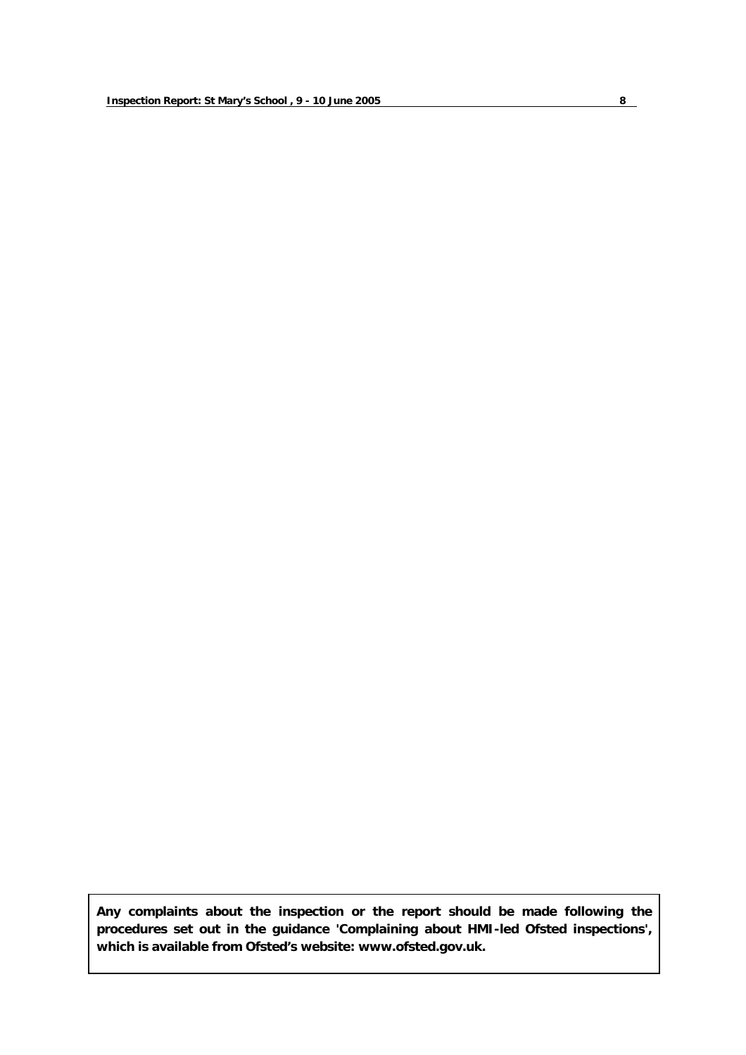**Any complaints about the inspection or the report should be made following the procedures set out in the guidance 'Complaining about HMI-led Ofsted inspections', which is available from Ofsted's website: www.ofsted.gov.uk.**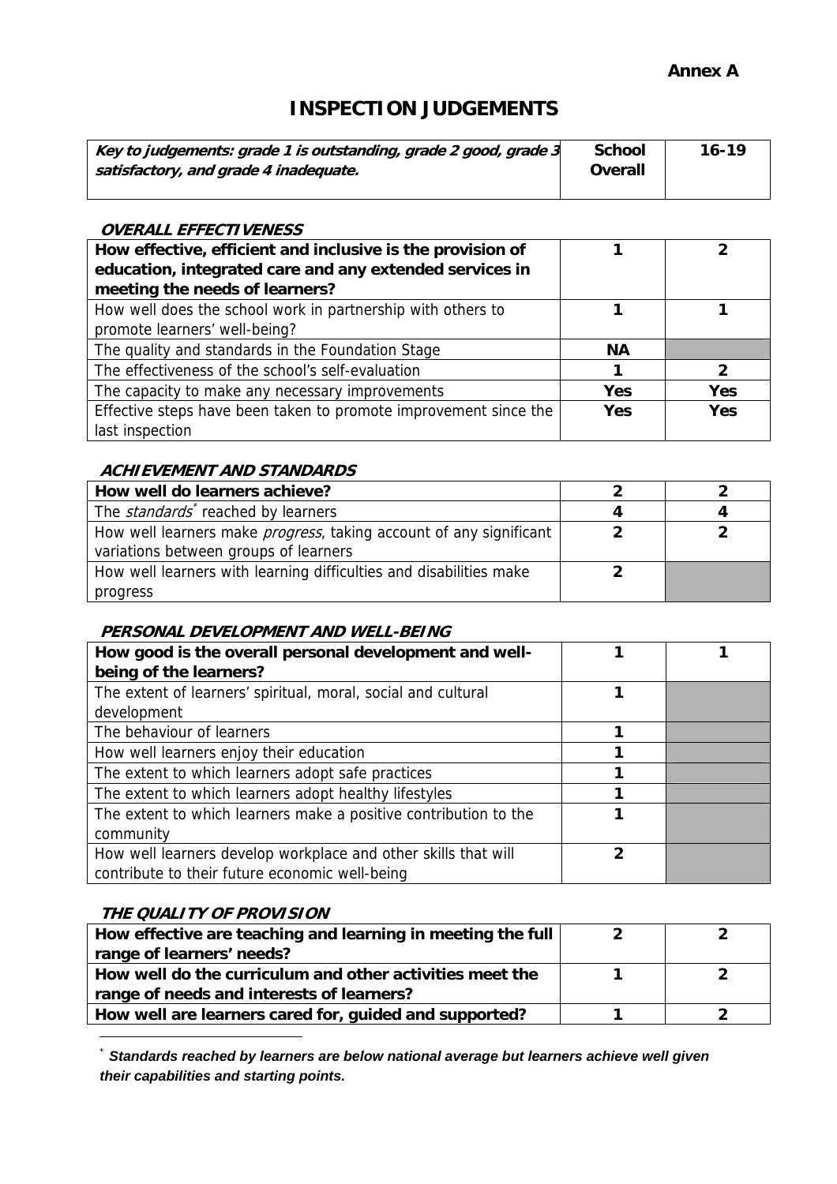**Annex A**

# INSPECTION JUDGEMENTS

| *Key to judgements: grade 1 is outstanding, grade 2 good, grade 3 satisfactory, and grade 4 inadequate.* | **School Overall** | **16-19** |
|---|---|---|

### *OVERALL EFFECTIVENESS*

| | | |
|---|---|---|
| **How effective, efficient and inclusive is the provision of education, integrated care and any extended services in meeting the needs of learners?** | **1** | **2** |
| How well does the school work in partnership with others to promote learners' well-being? | **1** | **1** |
| The quality and standards in the Foundation Stage | **NA** | |
| The effectiveness of the school's self-evaluation | **1** | **2** |
| The capacity to make any necessary improvements | **Yes** | **Yes** |
| Effective steps have been taken to promote improvement since the last inspection | **Yes** | **Yes** |

### *ACHIEVEMENT AND STANDARDS*

| | | |
|---|---|---|
| **How well do learners achieve?** | **2** | **2** |
| The *standards** reached by learners | **4** | **4** |
| How well learners make *progress*, taking account of any significant variations between groups of learners | **2** | **2** |
| How well learners with learning difficulties and disabilities make progress | **2** | |

### *PERSONAL DEVELOPMENT AND WELL-BEING*

| | | |
|---|---|---|
| **How good is the overall personal development and well-being of the learners?** | **1** | **1** |
| The extent of learners' spiritual, moral, social and cultural development | **1** | |
| The behaviour of learners | **1** | |
| How well learners enjoy their education | **1** | |
| The extent to which learners adopt safe practices | **1** | |
| The extent to which learners adopt healthy lifestyles | **1** | |
| The extent to which learners make a positive contribution to the community | **1** | |
| How well learners develop workplace and other skills that will contribute to their future economic well-being | **2** | |

### *THE QUALITY OF PROVISION*

| | | |
|---|---|---|
| **How effective are teaching and learning in meeting the full range of learners' needs?** | **2** | **2** |
| **How well do the curriculum and other activities meet the range of needs and interests of learners?** | **1** | **2** |
| **How well are learners cared for, guided and supported?** | **1** | **2** |

---

\* ***Standards reached by learners are below national average but learners achieve well given their capabilities and starting points.***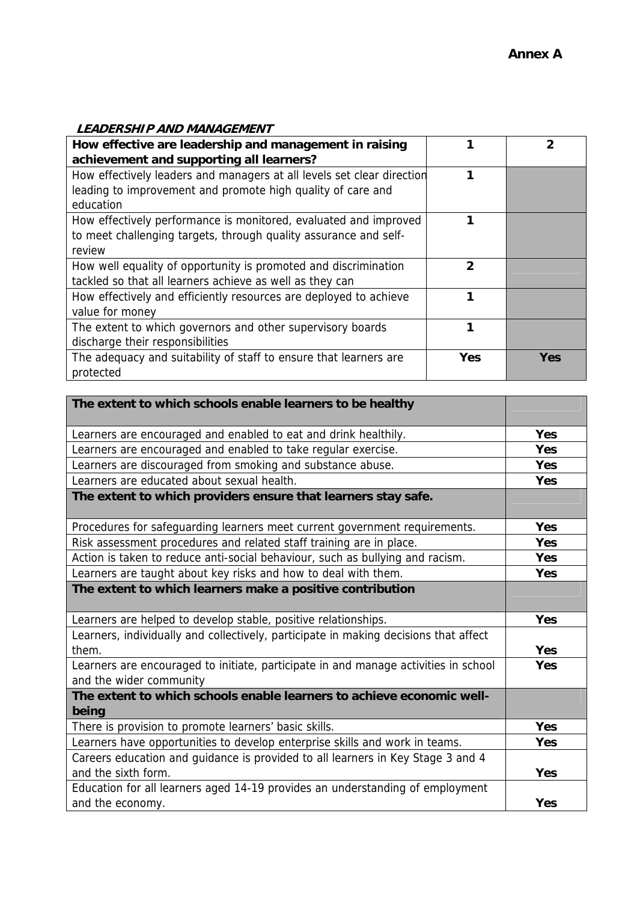**Annex A**

***LEADERSHIP AND MANAGEMENT***

| **How effective are leadership and management in raising achievement and supporting all learners?** | **1** | **2** |
|---|---|---|
| How effectively leaders and managers at all levels set clear direction leading to improvement and promote high quality of care and education | **1** | |
| How effectively performance is monitored, evaluated and improved to meet challenging targets, through quality assurance and self-review | **1** | |
| How well equality of opportunity is promoted and discrimination tackled so that all learners achieve as well as they can | **2** | |
| How effectively and efficiently resources are deployed to achieve value for money | **1** | |
| The extent to which governors and other supervisory boards discharge their responsibilities | **1** | |
| The adequacy and suitability of staff to ensure that learners are protected | **Yes** | **Yes** |

| **The extent to which schools enable learners to be healthy** | |
|---|---|
| Learners are encouraged and enabled to eat and drink healthily. | **Yes** |
| Learners are encouraged and enabled to take regular exercise. | **Yes** |
| Learners are discouraged from smoking and substance abuse. | **Yes** |
| Learners are educated about sexual health. | **Yes** |
| **The extent to which providers ensure that learners stay safe.** | |
| Procedures for safeguarding learners meet current government requirements. | **Yes** |
| Risk assessment procedures and related staff training are in place. | **Yes** |
| Action is taken to reduce anti-social behaviour, such as bullying and racism. | **Yes** |
| Learners are taught about key risks and how to deal with them. | **Yes** |
| **The extent to which learners make a positive contribution** | |
| Learners are helped to develop stable, positive relationships. | **Yes** |
| Learners, individually and collectively, participate in making decisions that affect them. | **Yes** |
| Learners are encouraged to initiate, participate in and manage activities in school and the wider community | **Yes** |
| **The extent to which schools enable learners to achieve economic well-being** | |
| There is provision to promote learners' basic skills. | **Yes** |
| Learners have opportunities to develop enterprise skills and work in teams. | **Yes** |
| Careers education and guidance is provided to all learners in Key Stage 3 and 4 and the sixth form. | **Yes** |
| Education for all learners aged 14-19 provides an understanding of employment and the economy. | **Yes** |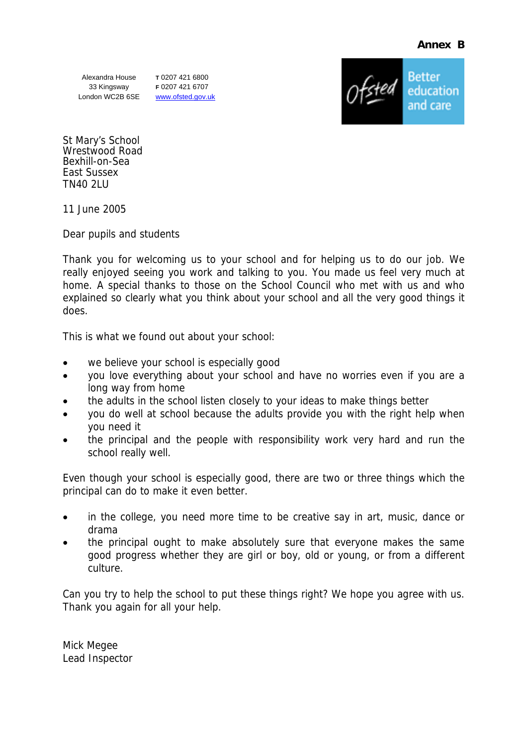**Annex B**

Alexandra House
33 Kingsway
London WC2B 6SE

T 0207 421 6800
F 0207 421 6707
www.ofsted.gov.uk

Ofsted Better education and care

St Mary's School
Wrestwood Road
Bexhill-on-Sea
East Sussex
TN40 2LU

11 June 2005

Dear pupils and students

Thank you for welcoming us to your school and for helping us to do our job. We really enjoyed seeing you work and talking to you. You made us feel very much at home. A special thanks to those on the School Council who met with us and who explained so clearly what you think about your school and all the very good things it does.

This is what we found out about your school:

- we believe your school is especially good
- you love everything about your school and have no worries even if you are a long way from home
- the adults in the school listen closely to your ideas to make things better
- you do well at school because the adults provide you with the right help when you need it
- the principal and the people with responsibility work very hard and run the school really well.

Even though your school is especially good, there are two or three things which the principal can do to make it even better.

- in the college, you need more time to be creative say in art, music, dance or drama
- the principal ought to make absolutely sure that everyone makes the same good progress whether they are girl or boy, old or young, or from a different culture.

Can you try to help the school to put these things right? We hope you agree with us. Thank you again for all your help.

Mick Megee
Lead Inspector